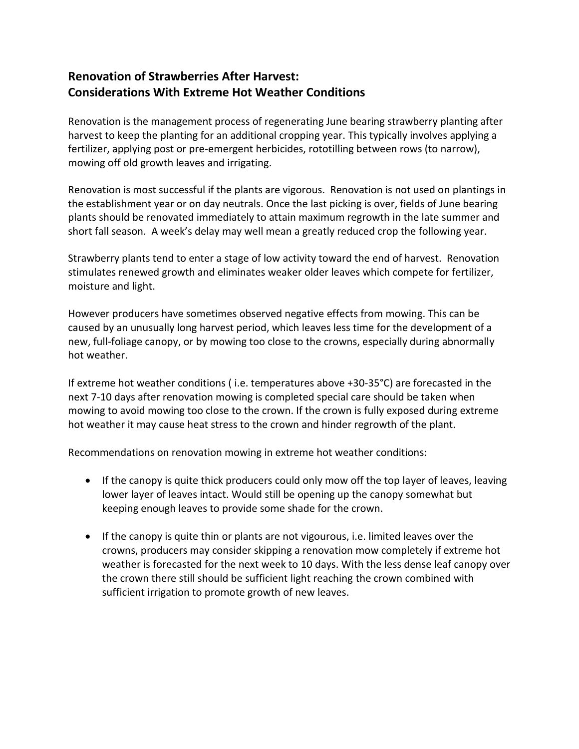## Renovation of Strawberries After Harvest: Considerations With Extreme Hot Weather Conditions

Renovation is the management process of regenerating June bearing strawberry planting after harvest to keep the planting for an additional cropping year. This typically involves applying a fertilizer, applying post or pre-emergent herbicides, rototilling between rows (to narrow), mowing off old growth leaves and irrigating.

Renovation is most successful if the plants are vigorous. Renovation is not used on plantings in the establishment year or on day neutrals. Once the last picking is over, fields of June bearing plants should be renovated immediately to attain maximum regrowth in the late summer and short fall season. A week's delay may well mean a greatly reduced crop the following year.

Strawberry plants tend to enter a stage of low activity toward the end of harvest. Renovation stimulates renewed growth and eliminates weaker older leaves which compete for fertilizer, moisture and light.

However producers have sometimes observed negative effects from mowing. This can be caused by an unusually long harvest period, which leaves less time for the development of a new, full-foliage canopy, or by mowing too close to the crowns, especially during abnormally hot weather.

If extreme hot weather conditions ( i.e. temperatures above +30-35°C) are forecasted in the next 7-10 days after renovation mowing is completed special care should be taken when mowing to avoid mowing too close to the crown. If the crown is fully exposed during extreme hot weather it may cause heat stress to the crown and hinder regrowth of the plant.

Recommendations on renovation mowing in extreme hot weather conditions:

- If the canopy is quite thick producers could only mow off the top layer of leaves, leaving lower layer of leaves intact. Would still be opening up the canopy somewhat but keeping enough leaves to provide some shade for the crown.
- If the canopy is quite thin or plants are not vigourous, i.e. limited leaves over the crowns, producers may consider skipping a renovation mow completely if extreme hot weather is forecasted for the next week to 10 days. With the less dense leaf canopy over the crown there still should be sufficient light reaching the crown combined with sufficient irrigation to promote growth of new leaves.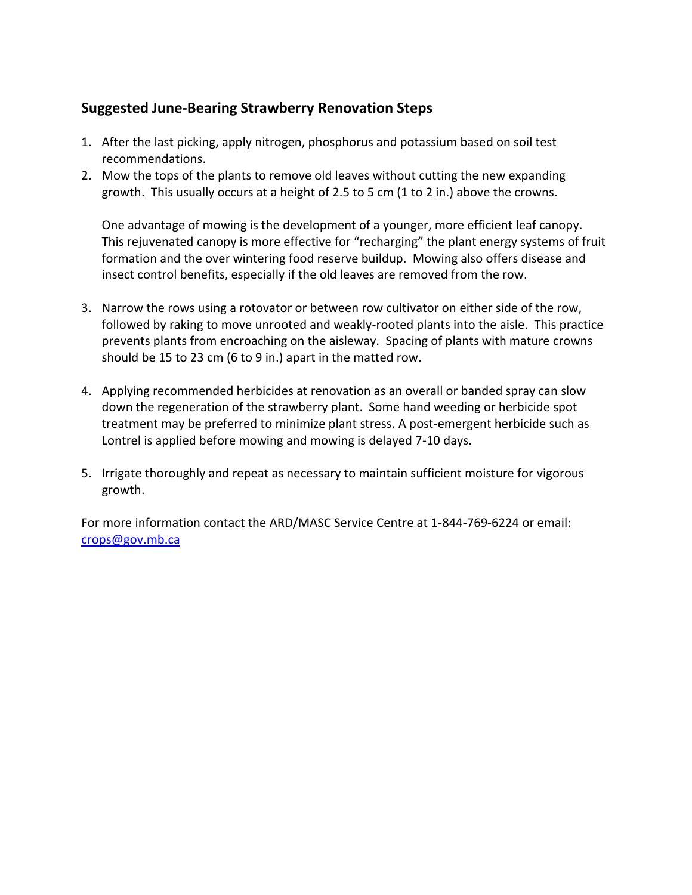## Suggested June-Bearing Strawberry Renovation Steps

1. After the last picking, apply nitrogen, phosphorus and potassium based on soil test recommendations.
2. Mow the tops of the plants to remove old leaves without cutting the new expanding growth. This usually occurs at a height of 2.5 to 5 cm (1 to 2 in.) above the crowns.

   One advantage of mowing is the development of a younger, more efficient leaf canopy. This rejuvenated canopy is more effective for "recharging" the plant energy systems of fruit formation and the over wintering food reserve buildup. Mowing also offers disease and insect control benefits, especially if the old leaves are removed from the row.

3. Narrow the rows using a rotovator or between row cultivator on either side of the row, followed by raking to move unrooted and weakly-rooted plants into the aisle. This practice prevents plants from encroaching on the aisleway. Spacing of plants with mature crowns should be 15 to 23 cm (6 to 9 in.) apart in the matted row.

4. Applying recommended herbicides at renovation as an overall or banded spray can slow down the regeneration of the strawberry plant. Some hand weeding or herbicide spot treatment may be preferred to minimize plant stress. A post-emergent herbicide such as Lontrel is applied before mowing and mowing is delayed 7-10 days.

5. Irrigate thoroughly and repeat as necessary to maintain sufficient moisture for vigorous growth.

For more information contact the ARD/MASC Service Centre at 1-844-769-6224 or email: [crops@gov.mb.ca](mailto:crops@gov.mb.ca)